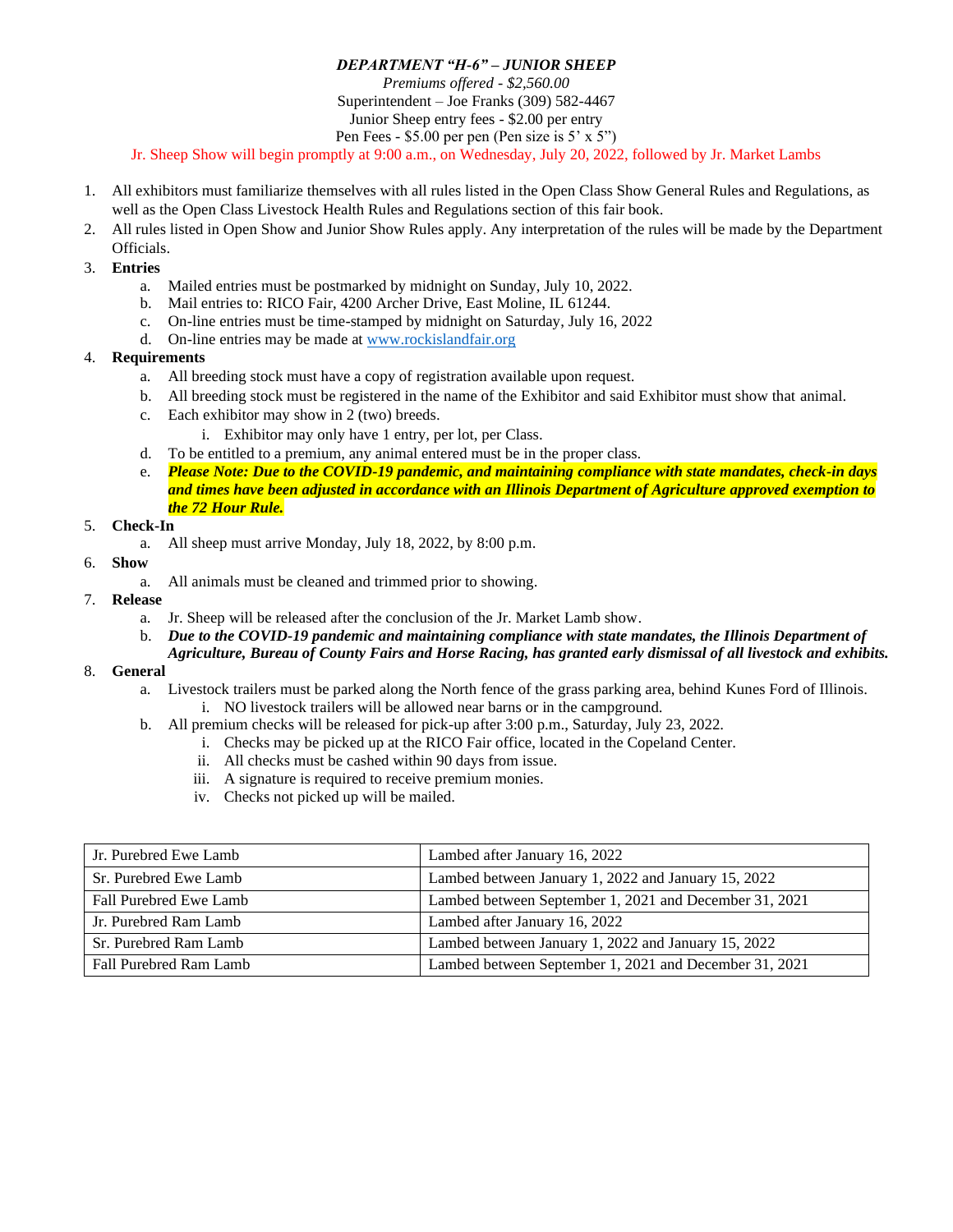***DEPARTMENT "H-6" – JUNIOR SHEEP***

*Premiums offered - $2,560.00*

Superintendent – Joe Franks (309) 582-4467

Junior Sheep entry fees - $2.00 per entry

Pen Fees - $5.00 per pen (Pen size is 5' x 5")

Jr. Sheep Show will begin promptly at 9:00 a.m., on Wednesday, July 20, 2022, followed by Jr. Market Lambs

1. All exhibitors must familiarize themselves with all rules listed in the Open Class Show General Rules and Regulations, as well as the Open Class Livestock Health Rules and Regulations section of this fair book.
2. All rules listed in Open Show and Junior Show Rules apply. Any interpretation of the rules will be made by the Department Officials.
3. **Entries**
    a. Mailed entries must be postmarked by midnight on Sunday, July 10, 2022.
    b. Mail entries to: RICO Fair, 4200 Archer Drive, East Moline, IL 61244.
    c. On-line entries must be time-stamped by midnight on Saturday, July 16, 2022
    d. On-line entries may be made at www.rockislandfair.org
4. **Requirements**
    a. All breeding stock must have a copy of registration available upon request.
    b. All breeding stock must be registered in the name of the Exhibitor and said Exhibitor must show that animal.
    c. Each exhibitor may show in 2 (two) breeds.
        i. Exhibitor may only have 1 entry, per lot, per Class.
    d. To be entitled to a premium, any animal entered must be in the proper class.
    e. ***Please Note: Due to the COVID-19 pandemic, and maintaining compliance with state mandates, check-in days and times have been adjusted in accordance with an Illinois Department of Agriculture approved exemption to the 72 Hour Rule.***
5. **Check-In**
    a. All sheep must arrive Monday, July 18, 2022, by 8:00 p.m.
6. **Show**
    a. All animals must be cleaned and trimmed prior to showing.
7. **Release**
    a. Jr. Sheep will be released after the conclusion of the Jr. Market Lamb show.
    b. ***Due to the COVID-19 pandemic and maintaining compliance with state mandates, the Illinois Department of Agriculture, Bureau of County Fairs and Horse Racing, has granted early dismissal of all livestock and exhibits.***
8. **General**
    a. Livestock trailers must be parked along the North fence of the grass parking area, behind Kunes Ford of Illinois.
        i. NO livestock trailers will be allowed near barns or in the campground.
    b. All premium checks will be released for pick-up after 3:00 p.m., Saturday, July 23, 2022.
        i. Checks may be picked up at the RICO Fair office, located in the Copeland Center.
        ii. All checks must be cashed within 90 days from issue.
        iii. A signature is required to receive premium monies.
        iv. Checks not picked up will be mailed.

| | |
|---|---|
| Jr. Purebred Ewe Lamb | Lambed after January 16, 2022 |
| Sr. Purebred Ewe Lamb | Lambed between January 1, 2022 and January 15, 2022 |
| Fall Purebred Ewe Lamb | Lambed between September 1, 2021 and December 31, 2021 |
| Jr. Purebred Ram Lamb | Lambed after January 16, 2022 |
| Sr. Purebred Ram Lamb | Lambed between January 1, 2022 and January 15, 2022 |
| Fall Purebred Ram Lamb | Lambed between September 1, 2021 and December 31, 2021 |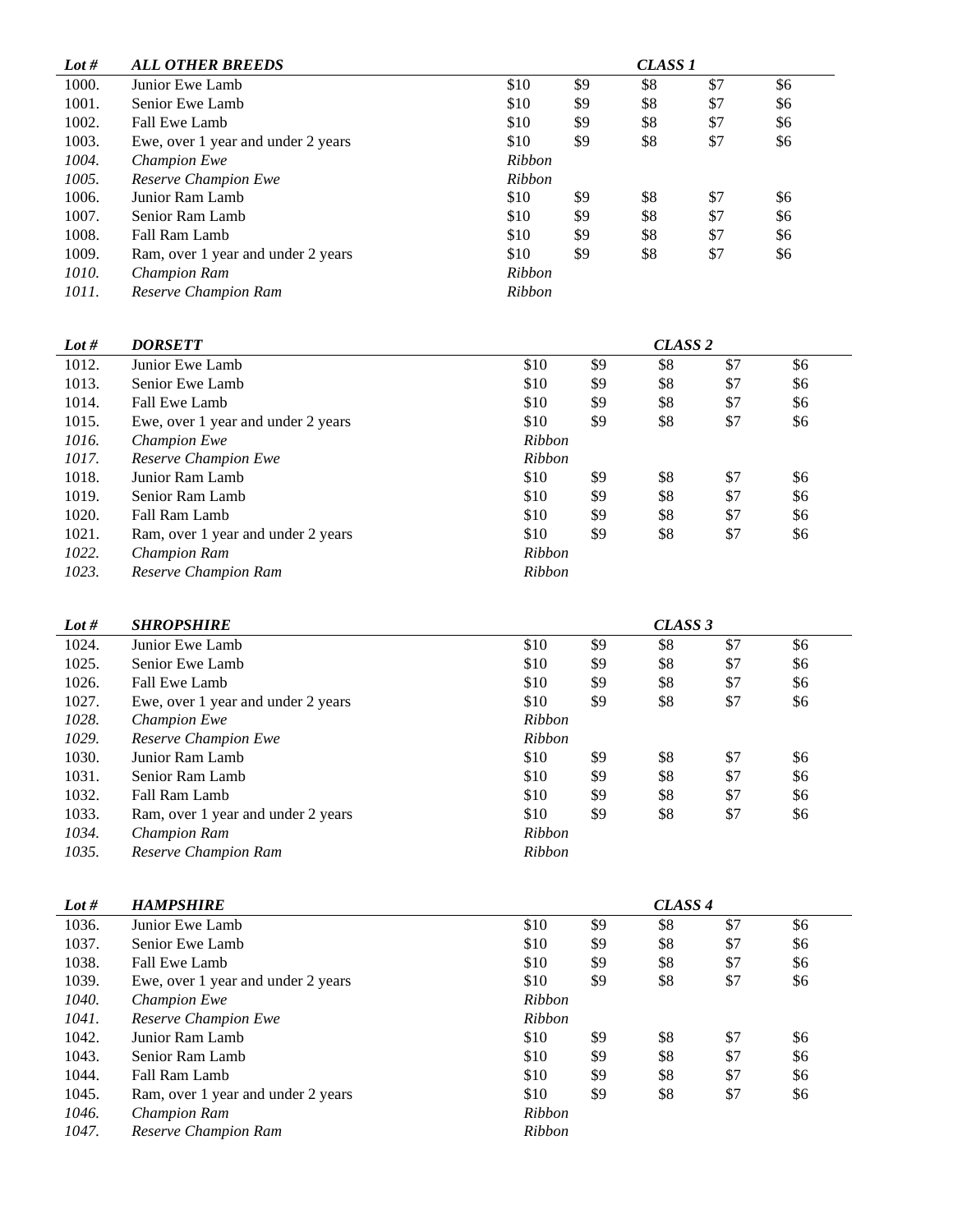| *Lot #* | ***ALL OTHER BREEDS*** | | | ***CLASS 1*** | | |
|---|---|---|---|---|---|---|
| 1000. | Junior Ewe Lamb | $10 | $9 | $8 | $7 | $6 |
| 1001. | Senior Ewe Lamb | $10 | $9 | $8 | $7 | $6 |
| 1002. | Fall Ewe Lamb | $10 | $9 | $8 | $7 | $6 |
| 1003. | Ewe, over 1 year and under 2 years | $10 | $9 | $8 | $7 | $6 |
| *1004.* | *Champion Ewe* | *Ribbon* | | | | |
| *1005.* | *Reserve Champion Ewe* | *Ribbon* | | | | |
| 1006. | Junior Ram Lamb | $10 | $9 | $8 | $7 | $6 |
| 1007. | Senior Ram Lamb | $10 | $9 | $8 | $7 | $6 |
| 1008. | Fall Ram Lamb | $10 | $9 | $8 | $7 | $6 |
| 1009. | Ram, over 1 year and under 2 years | $10 | $9 | $8 | $7 | $6 |
| *1010.* | *Champion Ram* | *Ribbon* | | | | |
| *1011.* | *Reserve Champion Ram* | *Ribbon* | | | | |

| *Lot #* | ***DORSETT*** | | | ***CLASS 2*** | | |
|---|---|---|---|---|---|---|
| 1012. | Junior Ewe Lamb | $10 | $9 | $8 | $7 | $6 |
| 1013. | Senior Ewe Lamb | $10 | $9 | $8 | $7 | $6 |
| 1014. | Fall Ewe Lamb | $10 | $9 | $8 | $7 | $6 |
| 1015. | Ewe, over 1 year and under 2 years | $10 | $9 | $8 | $7 | $6 |
| *1016.* | *Champion Ewe* | *Ribbon* | | | | |
| *1017.* | *Reserve Champion Ewe* | *Ribbon* | | | | |
| 1018. | Junior Ram Lamb | $10 | $9 | $8 | $7 | $6 |
| 1019. | Senior Ram Lamb | $10 | $9 | $8 | $7 | $6 |
| 1020. | Fall Ram Lamb | $10 | $9 | $8 | $7 | $6 |
| 1021. | Ram, over 1 year and under 2 years | $10 | $9 | $8 | $7 | $6 |
| *1022.* | *Champion Ram* | *Ribbon* | | | | |
| *1023.* | *Reserve Champion Ram* | *Ribbon* | | | | |

| *Lot #* | ***SHROPSHIRE*** | | | ***CLASS 3*** | | |
|---|---|---|---|---|---|---|
| 1024. | Junior Ewe Lamb | $10 | $9 | $8 | $7 | $6 |
| 1025. | Senior Ewe Lamb | $10 | $9 | $8 | $7 | $6 |
| 1026. | Fall Ewe Lamb | $10 | $9 | $8 | $7 | $6 |
| 1027. | Ewe, over 1 year and under 2 years | $10 | $9 | $8 | $7 | $6 |
| *1028.* | *Champion Ewe* | *Ribbon* | | | | |
| *1029.* | *Reserve Champion Ewe* | *Ribbon* | | | | |
| 1030. | Junior Ram Lamb | $10 | $9 | $8 | $7 | $6 |
| 1031. | Senior Ram Lamb | $10 | $9 | $8 | $7 | $6 |
| 1032. | Fall Ram Lamb | $10 | $9 | $8 | $7 | $6 |
| 1033. | Ram, over 1 year and under 2 years | $10 | $9 | $8 | $7 | $6 |
| *1034.* | *Champion Ram* | *Ribbon* | | | | |
| *1035.* | *Reserve Champion Ram* | *Ribbon* | | | | |

| *Lot #* | ***HAMPSHIRE*** | | | ***CLASS 4*** | | |
|---|---|---|---|---|---|---|
| 1036. | Junior Ewe Lamb | $10 | $9 | $8 | $7 | $6 |
| 1037. | Senior Ewe Lamb | $10 | $9 | $8 | $7 | $6 |
| 1038. | Fall Ewe Lamb | $10 | $9 | $8 | $7 | $6 |
| 1039. | Ewe, over 1 year and under 2 years | $10 | $9 | $8 | $7 | $6 |
| *1040.* | *Champion Ewe* | *Ribbon* | | | | |
| *1041.* | *Reserve Champion Ewe* | *Ribbon* | | | | |
| 1042. | Junior Ram Lamb | $10 | $9 | $8 | $7 | $6 |
| 1043. | Senior Ram Lamb | $10 | $9 | $8 | $7 | $6 |
| 1044. | Fall Ram Lamb | $10 | $9 | $8 | $7 | $6 |
| 1045. | Ram, over 1 year and under 2 years | $10 | $9 | $8 | $7 | $6 |
| *1046.* | *Champion Ram* | *Ribbon* | | | | |
| *1047.* | *Reserve Champion Ram* | *Ribbon* | | | | |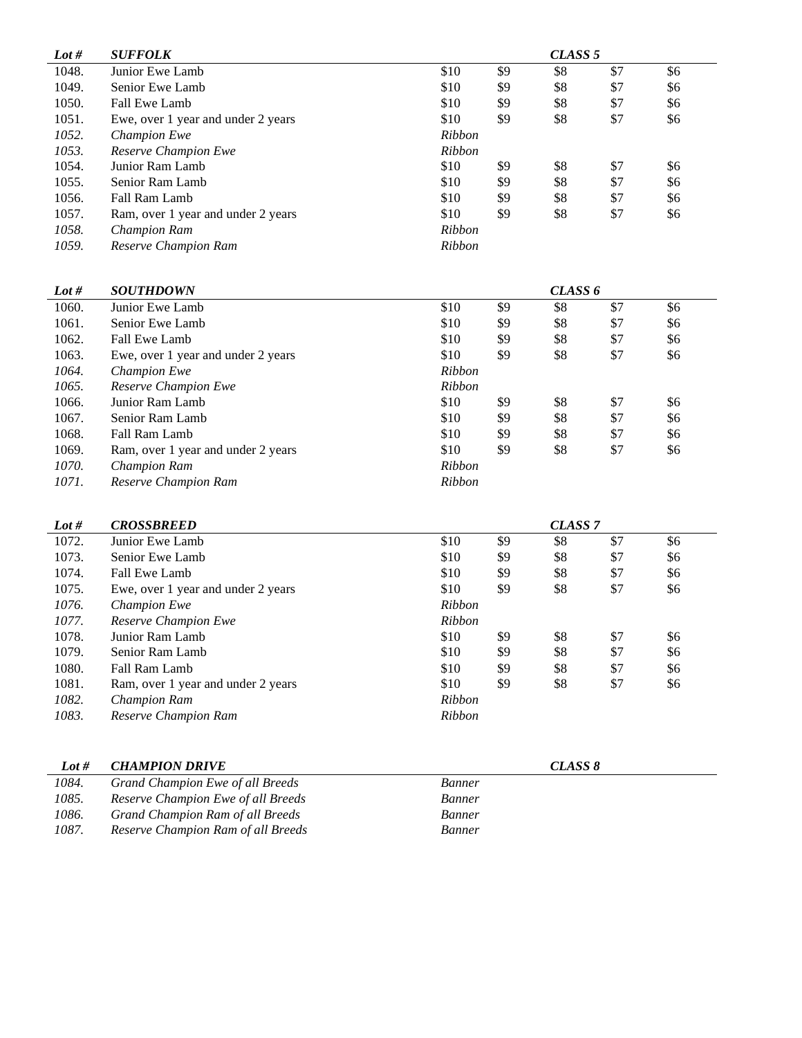| *Lot #* | ***SUFFOLK*** | | | ***CLASS 5*** | | |
|---|---|---|---|---|---|---|
| 1048. | Junior Ewe Lamb | $10 | $9 | $8 | $7 | $6 |
| 1049. | Senior Ewe Lamb | $10 | $9 | $8 | $7 | $6 |
| 1050. | Fall Ewe Lamb | $10 | $9 | $8 | $7 | $6 |
| 1051. | Ewe, over 1 year and under 2 years | $10 | $9 | $8 | $7 | $6 |
| *1052.* | *Champion Ewe* | *Ribbon* | | | | |
| *1053.* | *Reserve Champion Ewe* | *Ribbon* | | | | |
| 1054. | Junior Ram Lamb | $10 | $9 | $8 | $7 | $6 |
| 1055. | Senior Ram Lamb | $10 | $9 | $8 | $7 | $6 |
| 1056. | Fall Ram Lamb | $10 | $9 | $8 | $7 | $6 |
| 1057. | Ram, over 1 year and under 2 years | $10 | $9 | $8 | $7 | $6 |
| *1058.* | *Champion Ram* | *Ribbon* | | | | |
| *1059.* | *Reserve Champion Ram* | *Ribbon* | | | | |

| *Lot #* | ***SOUTHDOWN*** | | | ***CLASS 6*** | | |
|---|---|---|---|---|---|---|
| 1060. | Junior Ewe Lamb | $10 | $9 | $8 | $7 | $6 |
| 1061. | Senior Ewe Lamb | $10 | $9 | $8 | $7 | $6 |
| 1062. | Fall Ewe Lamb | $10 | $9 | $8 | $7 | $6 |
| 1063. | Ewe, over 1 year and under 2 years | $10 | $9 | $8 | $7 | $6 |
| *1064.* | *Champion Ewe* | *Ribbon* | | | | |
| *1065.* | *Reserve Champion Ewe* | *Ribbon* | | | | |
| 1066. | Junior Ram Lamb | $10 | $9 | $8 | $7 | $6 |
| 1067. | Senior Ram Lamb | $10 | $9 | $8 | $7 | $6 |
| 1068. | Fall Ram Lamb | $10 | $9 | $8 | $7 | $6 |
| 1069. | Ram, over 1 year and under 2 years | $10 | $9 | $8 | $7 | $6 |
| *1070.* | *Champion Ram* | *Ribbon* | | | | |
| *1071.* | *Reserve Champion Ram* | *Ribbon* | | | | |

| *Lot #* | ***CROSSBREED*** | | | ***CLASS 7*** | | |
|---|---|---|---|---|---|---|
| 1072. | Junior Ewe Lamb | $10 | $9 | $8 | $7 | $6 |
| 1073. | Senior Ewe Lamb | $10 | $9 | $8 | $7 | $6 |
| 1074. | Fall Ewe Lamb | $10 | $9 | $8 | $7 | $6 |
| 1075. | Ewe, over 1 year and under 2 years | $10 | $9 | $8 | $7 | $6 |
| *1076.* | *Champion Ewe* | *Ribbon* | | | | |
| *1077.* | *Reserve Champion Ewe* | *Ribbon* | | | | |
| 1078. | Junior Ram Lamb | $10 | $9 | $8 | $7 | $6 |
| 1079. | Senior Ram Lamb | $10 | $9 | $8 | $7 | $6 |
| 1080. | Fall Ram Lamb | $10 | $9 | $8 | $7 | $6 |
| 1081. | Ram, over 1 year and under 2 years | $10 | $9 | $8 | $7 | $6 |
| *1082.* | *Champion Ram* | *Ribbon* | | | | |
| *1083.* | *Reserve Champion Ram* | *Ribbon* | | | | |

| *Lot #* | ***CHAMPION DRIVE*** | | ***CLASS 8*** |
|---|---|---|---|
| *1084.* | *Grand Champion Ewe of all Breeds* | *Banner* | |
| *1085.* | *Reserve Champion Ewe of all Breeds* | *Banner* | |
| *1086.* | *Grand Champion Ram of all Breeds* | *Banner* | |
| *1087.* | *Reserve Champion Ram of all Breeds* | *Banner* | |